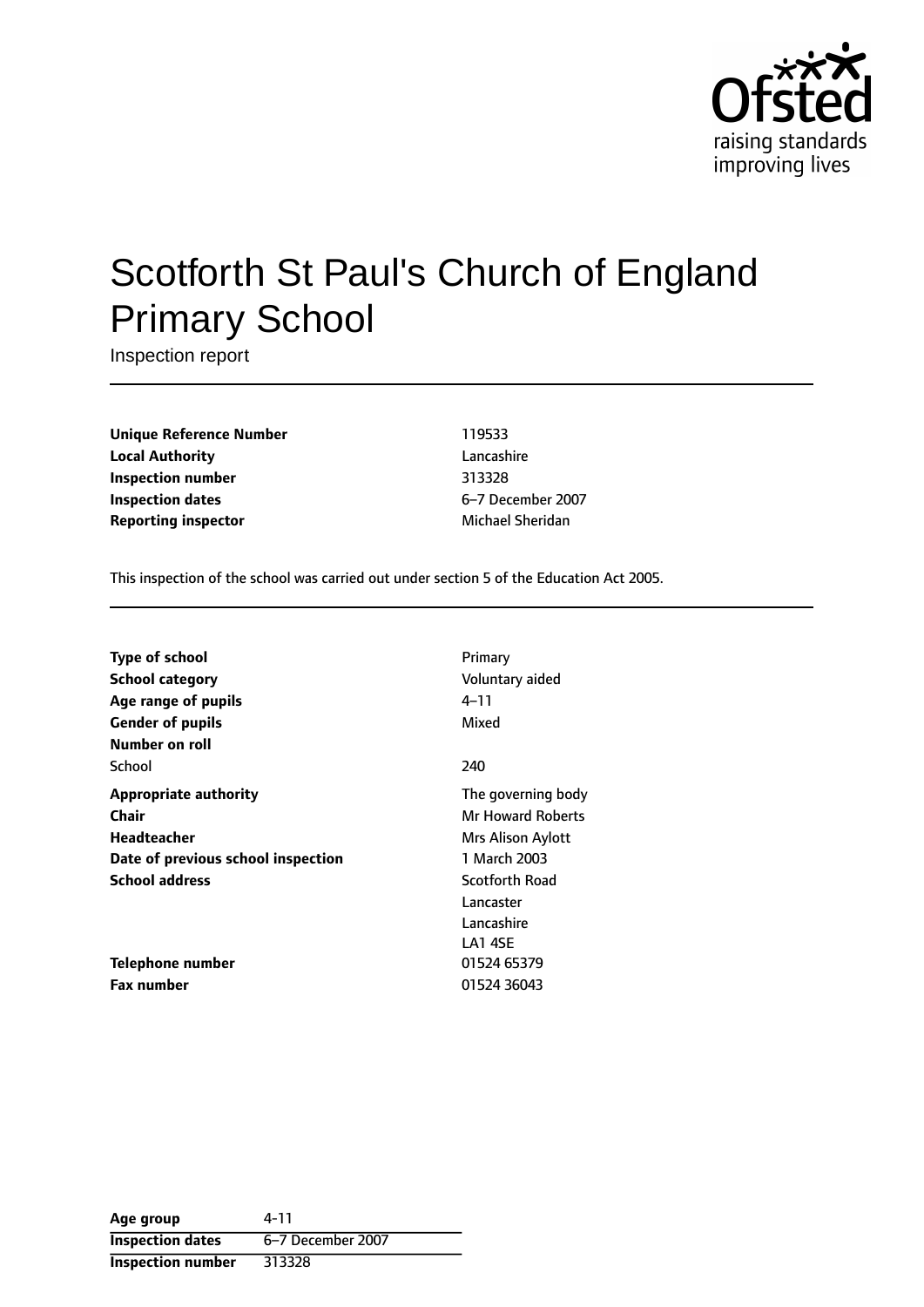# Scotforth St Paul's Church of England Primary School

Inspection report

| | |
|---|---|
| **Unique Reference Number** | 119533 |
| **Local Authority** | Lancashire |
| **Inspection number** | 313328 |
| **Inspection dates** | 6–7 December 2007 |
| **Reporting inspector** | Michael Sheridan |

This inspection of the school was carried out under section 5 of the Education Act 2005.

| | |
|---|---|
| **Type of school** | Primary |
| **School category** | Voluntary aided |
| **Age range of pupils** | 4–11 |
| **Gender of pupils** | Mixed |
| **Number on roll** | |
| School | 240 |
| **Appropriate authority** | The governing body |
| **Chair** | Mr Howard Roberts |
| **Headteacher** | Mrs Alison Aylott |
| **Date of previous school inspection** | 1 March 2003 |
| **School address** | Scotforth Road<br>Lancaster<br>Lancashire<br>LA1 4SE |
| **Telephone number** | 01524 65379 |
| **Fax number** | 01524 36043 |

| | |
|---|---|
| **Age group** | 4-11 |
| **Inspection dates** | 6–7 December 2007 |
| **Inspection number** | 313328 |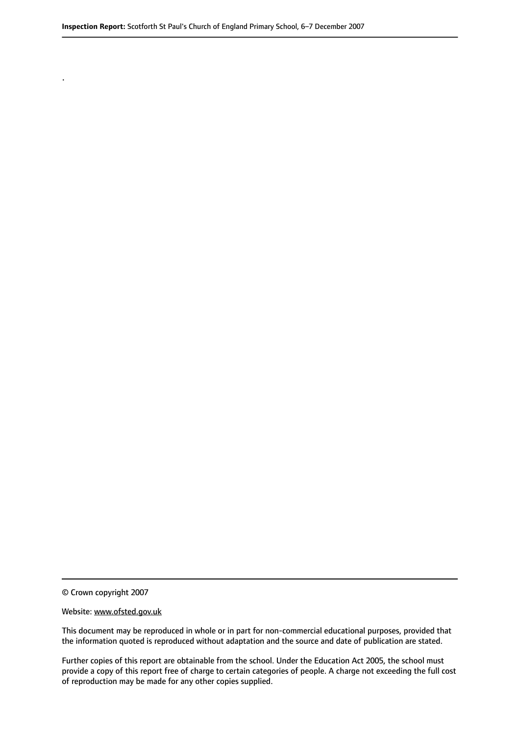.

© Crown copyright 2007

Website: www.ofsted.gov.uk

This document may be reproduced in whole or in part for non-commercial educational purposes, provided that the information quoted is reproduced without adaptation and the source and date of publication are stated.

Further copies of this report are obtainable from the school. Under the Education Act 2005, the school must provide a copy of this report free of charge to certain categories of people. A charge not exceeding the full cost of reproduction may be made for any other copies supplied.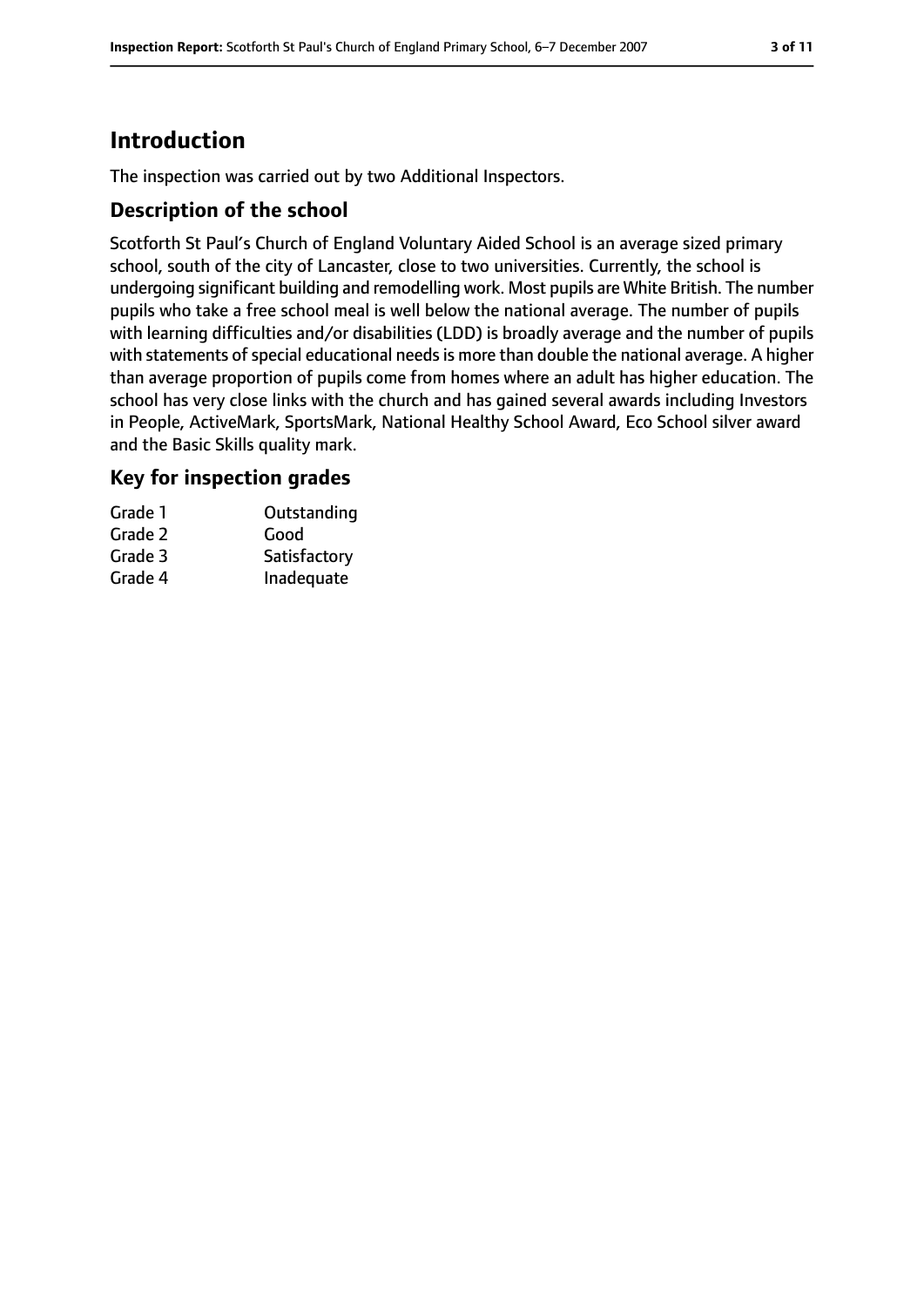# Introduction

The inspection was carried out by two Additional Inspectors.

## Description of the school

Scotforth St Paul's Church of England Voluntary Aided School is an average sized primary school, south of the city of Lancaster, close to two universities. Currently, the school is undergoing significant building and remodelling work. Most pupils are White British. The number pupils who take a free school meal is well below the national average. The number of pupils with learning difficulties and/or disabilities (LDD) is broadly average and the number of pupils with statements of special educational needs is more than double the national average. A higher than average proportion of pupils come from homes where an adult has higher education. The school has very close links with the church and has gained several awards including Investors in People, ActiveMark, SportsMark, National Healthy School Award, Eco School silver award and the Basic Skills quality mark.

## Key for inspection grades

| | |
|---|---|
| Grade 1 | Outstanding |
| Grade 2 | Good |
| Grade 3 | Satisfactory |
| Grade 4 | Inadequate |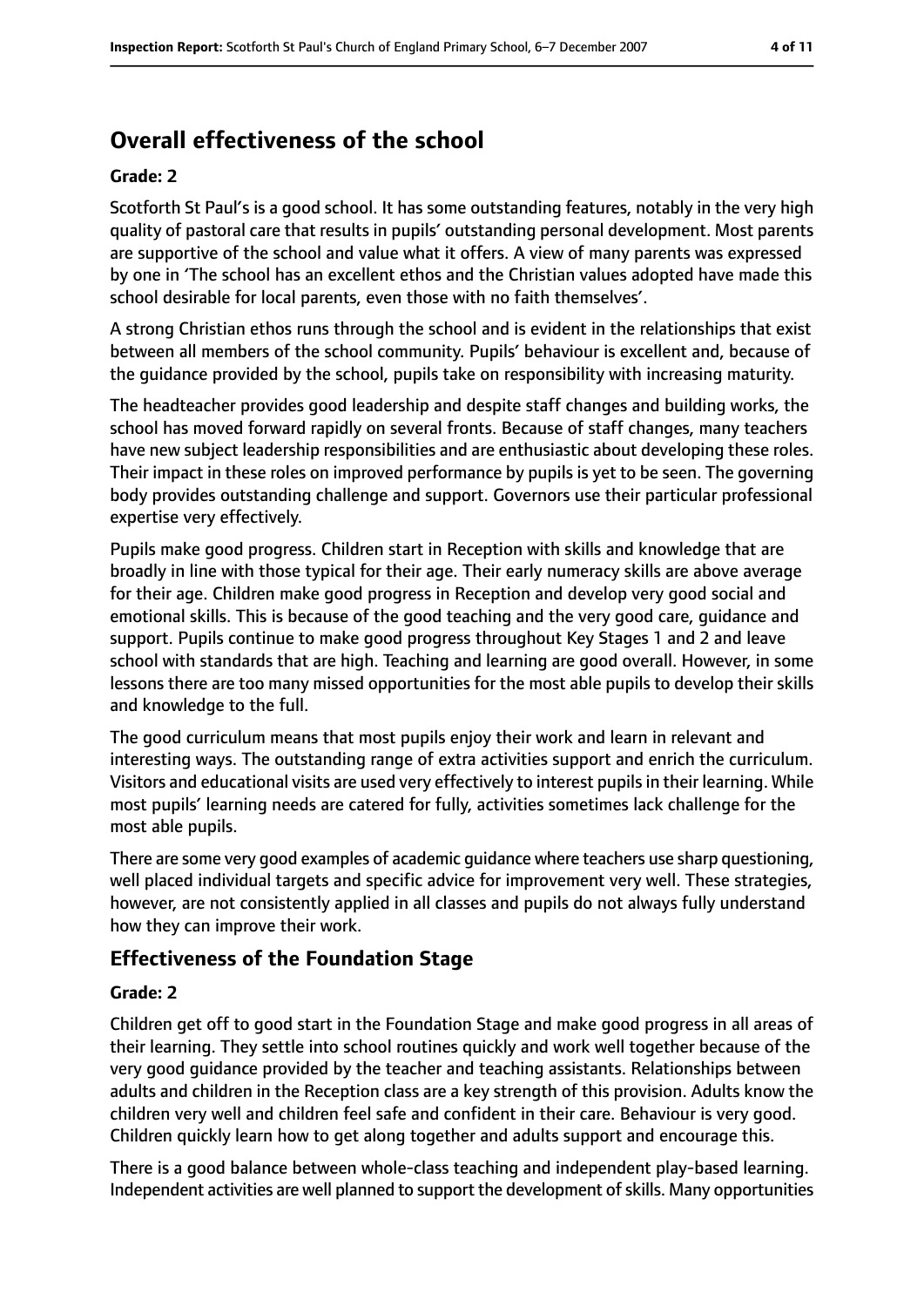## Overall effectiveness of the school

### Grade: 2

Scotforth St Paul's is a good school. It has some outstanding features, notably in the very high quality of pastoral care that results in pupils' outstanding personal development. Most parents are supportive of the school and value what it offers. A view of many parents was expressed by one in 'The school has an excellent ethos and the Christian values adopted have made this school desirable for local parents, even those with no faith themselves'.

A strong Christian ethos runs through the school and is evident in the relationships that exist between all members of the school community. Pupils' behaviour is excellent and, because of the guidance provided by the school, pupils take on responsibility with increasing maturity.

The headteacher provides good leadership and despite staff changes and building works, the school has moved forward rapidly on several fronts. Because of staff changes, many teachers have new subject leadership responsibilities and are enthusiastic about developing these roles. Their impact in these roles on improved performance by pupils is yet to be seen. The governing body provides outstanding challenge and support. Governors use their particular professional expertise very effectively.

Pupils make good progress. Children start in Reception with skills and knowledge that are broadly in line with those typical for their age. Their early numeracy skills are above average for their age. Children make good progress in Reception and develop very good social and emotional skills. This is because of the good teaching and the very good care, guidance and support. Pupils continue to make good progress throughout Key Stages 1 and 2 and leave school with standards that are high. Teaching and learning are good overall. However, in some lessons there are too many missed opportunities for the most able pupils to develop their skills and knowledge to the full.

The good curriculum means that most pupils enjoy their work and learn in relevant and interesting ways. The outstanding range of extra activities support and enrich the curriculum. Visitors and educational visits are used very effectively to interest pupils in their learning. While most pupils' learning needs are catered for fully, activities sometimes lack challenge for the most able pupils.

There are some very good examples of academic guidance where teachers use sharp questioning, well placed individual targets and specific advice for improvement very well. These strategies, however, are not consistently applied in all classes and pupils do not always fully understand how they can improve their work.

## Effectiveness of the Foundation Stage

### Grade: 2

Children get off to good start in the Foundation Stage and make good progress in all areas of their learning. They settle into school routines quickly and work well together because of the very good guidance provided by the teacher and teaching assistants. Relationships between adults and children in the Reception class are a key strength of this provision. Adults know the children very well and children feel safe and confident in their care. Behaviour is very good. Children quickly learn how to get along together and adults support and encourage this.

There is a good balance between whole-class teaching and independent play-based learning. Independent activities are well planned to support the development of skills. Many opportunities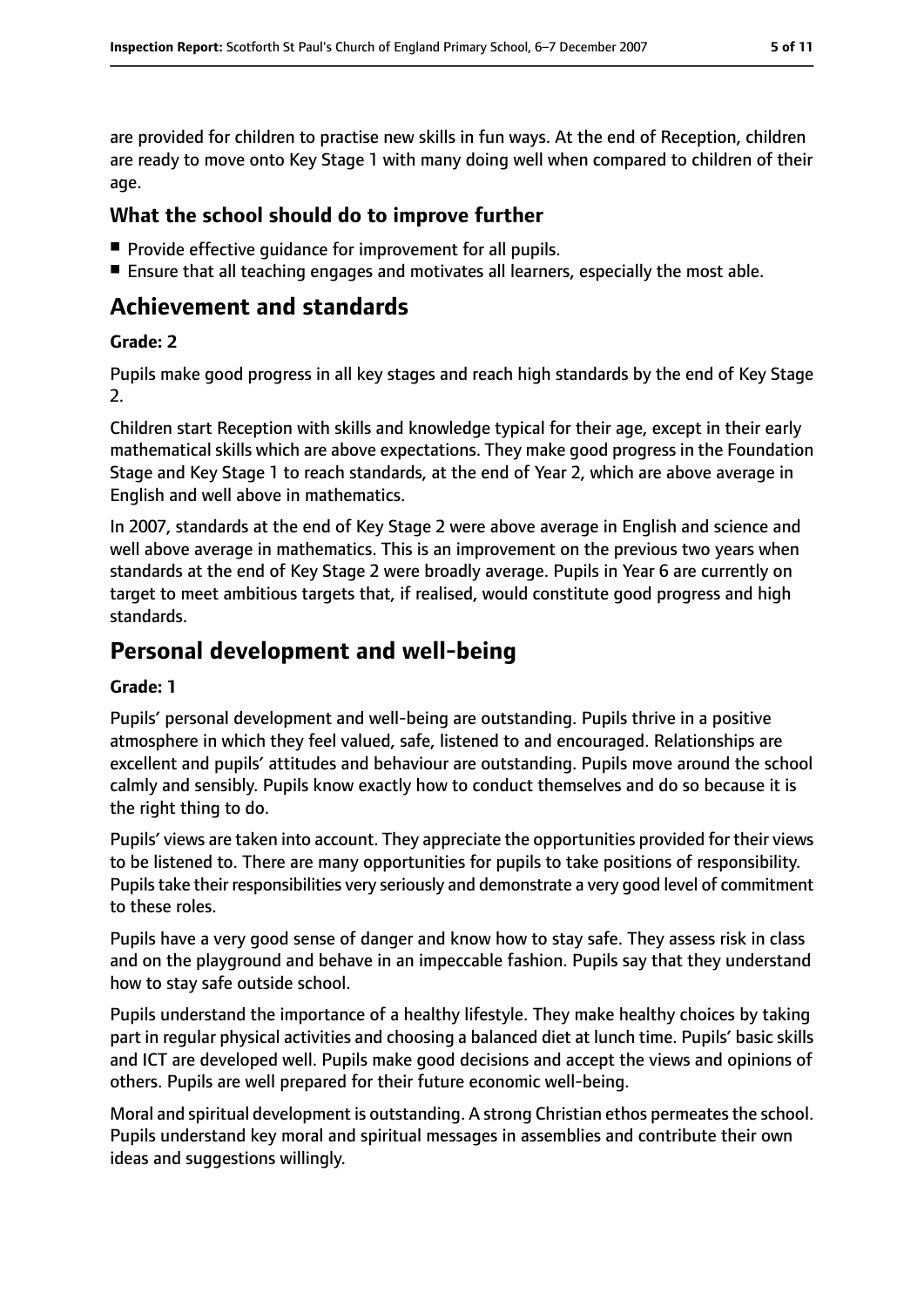are provided for children to practise new skills in fun ways. At the end of Reception, children are ready to move onto Key Stage 1 with many doing well when compared to children of their age.

### What the school should do to improve further

- Provide effective guidance for improvement for all pupils.
- Ensure that all teaching engages and motivates all learners, especially the most able.

## Achievement and standards

**Grade: 2**

Pupils make good progress in all key stages and reach high standards by the end of Key Stage 2.

Children start Reception with skills and knowledge typical for their age, except in their early mathematical skills which are above expectations. They make good progress in the Foundation Stage and Key Stage 1 to reach standards, at the end of Year 2, which are above average in English and well above in mathematics.

In 2007, standards at the end of Key Stage 2 were above average in English and science and well above average in mathematics. This is an improvement on the previous two years when standards at the end of Key Stage 2 were broadly average. Pupils in Year 6 are currently on target to meet ambitious targets that, if realised, would constitute good progress and high standards.

## Personal development and well-being

**Grade: 1**

Pupils' personal development and well-being are outstanding. Pupils thrive in a positive atmosphere in which they feel valued, safe, listened to and encouraged. Relationships are excellent and pupils' attitudes and behaviour are outstanding. Pupils move around the school calmly and sensibly. Pupils know exactly how to conduct themselves and do so because it is the right thing to do.

Pupils' views are taken into account. They appreciate the opportunities provided for their views to be listened to. There are many opportunities for pupils to take positions of responsibility. Pupils take their responsibilities very seriously and demonstrate a very good level of commitment to these roles.

Pupils have a very good sense of danger and know how to stay safe. They assess risk in class and on the playground and behave in an impeccable fashion. Pupils say that they understand how to stay safe outside school.

Pupils understand the importance of a healthy lifestyle. They make healthy choices by taking part in regular physical activities and choosing a balanced diet at lunch time. Pupils' basic skills and ICT are developed well. Pupils make good decisions and accept the views and opinions of others. Pupils are well prepared for their future economic well-being.

Moral and spiritual development is outstanding. A strong Christian ethos permeates the school. Pupils understand key moral and spiritual messages in assemblies and contribute their own ideas and suggestions willingly.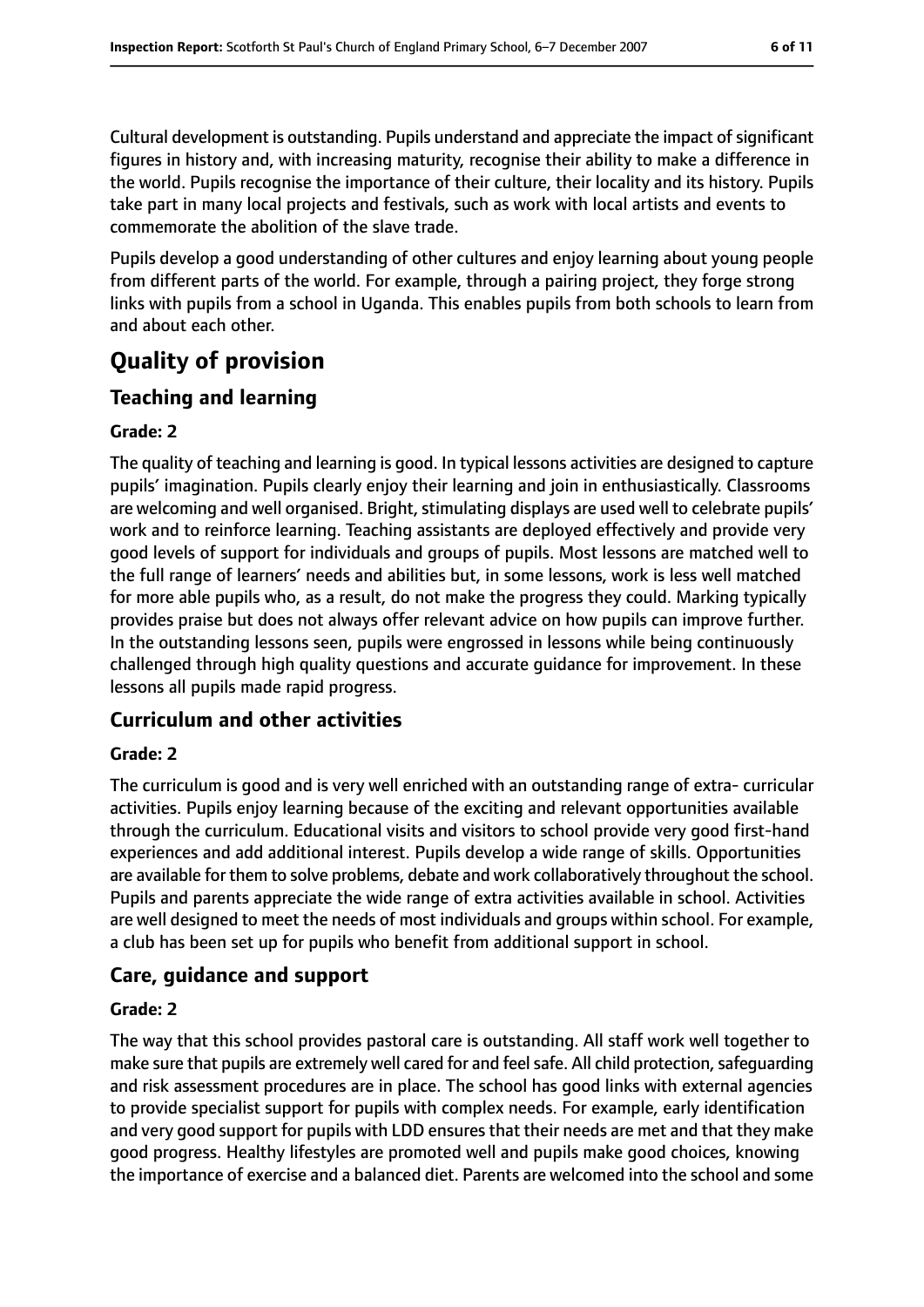Cultural development is outstanding. Pupils understand and appreciate the impact of significant figures in history and, with increasing maturity, recognise their ability to make a difference in the world. Pupils recognise the importance of their culture, their locality and its history. Pupils take part in many local projects and festivals, such as work with local artists and events to commemorate the abolition of the slave trade.

Pupils develop a good understanding of other cultures and enjoy learning about young people from different parts of the world. For example, through a pairing project, they forge strong links with pupils from a school in Uganda. This enables pupils from both schools to learn from and about each other.

# Quality of provision

## Teaching and learning

### Grade: 2

The quality of teaching and learning is good. In typical lessons activities are designed to capture pupils' imagination. Pupils clearly enjoy their learning and join in enthusiastically. Classrooms are welcoming and well organised. Bright, stimulating displays are used well to celebrate pupils' work and to reinforce learning. Teaching assistants are deployed effectively and provide very good levels of support for individuals and groups of pupils. Most lessons are matched well to the full range of learners' needs and abilities but, in some lessons, work is less well matched for more able pupils who, as a result, do not make the progress they could. Marking typically provides praise but does not always offer relevant advice on how pupils can improve further. In the outstanding lessons seen, pupils were engrossed in lessons while being continuously challenged through high quality questions and accurate guidance for improvement. In these lessons all pupils made rapid progress.

## Curriculum and other activities

### Grade: 2

The curriculum is good and is very well enriched with an outstanding range of extra- curricular activities. Pupils enjoy learning because of the exciting and relevant opportunities available through the curriculum. Educational visits and visitors to school provide very good first-hand experiences and add additional interest. Pupils develop a wide range of skills. Opportunities are available for them to solve problems, debate and work collaboratively throughout the school. Pupils and parents appreciate the wide range of extra activities available in school. Activities are well designed to meet the needs of most individuals and groups within school. For example, a club has been set up for pupils who benefit from additional support in school.

## Care, guidance and support

### Grade: 2

The way that this school provides pastoral care is outstanding. All staff work well together to make sure that pupils are extremely well cared for and feel safe. All child protection, safeguarding and risk assessment procedures are in place. The school has good links with external agencies to provide specialist support for pupils with complex needs. For example, early identification and very good support for pupils with LDD ensures that their needs are met and that they make good progress. Healthy lifestyles are promoted well and pupils make good choices, knowing the importance of exercise and a balanced diet. Parents are welcomed into the school and some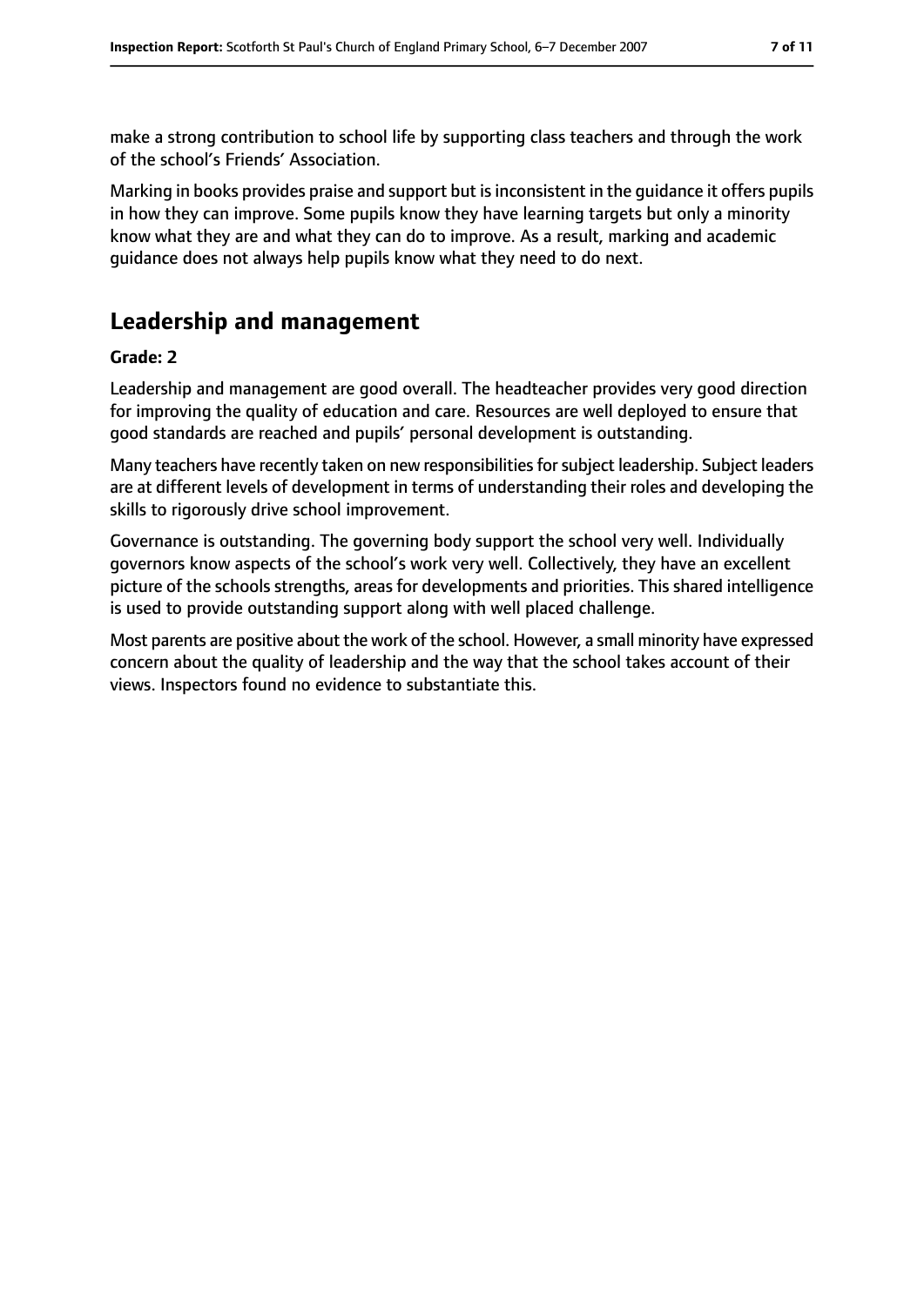make a strong contribution to school life by supporting class teachers and through the work of the school's Friends' Association.

Marking in books provides praise and support but is inconsistent in the guidance it offers pupils in how they can improve. Some pupils know they have learning targets but only a minority know what they are and what they can do to improve. As a result, marking and academic guidance does not always help pupils know what they need to do next.

## Leadership and management

**Grade: 2**

Leadership and management are good overall. The headteacher provides very good direction for improving the quality of education and care. Resources are well deployed to ensure that good standards are reached and pupils' personal development is outstanding.

Many teachers have recently taken on new responsibilities for subject leadership. Subject leaders are at different levels of development in terms of understanding their roles and developing the skills to rigorously drive school improvement.

Governance is outstanding. The governing body support the school very well. Individually governors know aspects of the school's work very well. Collectively, they have an excellent picture of the schools strengths, areas for developments and priorities. This shared intelligence is used to provide outstanding support along with well placed challenge.

Most parents are positive about the work of the school. However, a small minority have expressed concern about the quality of leadership and the way that the school takes account of their views. Inspectors found no evidence to substantiate this.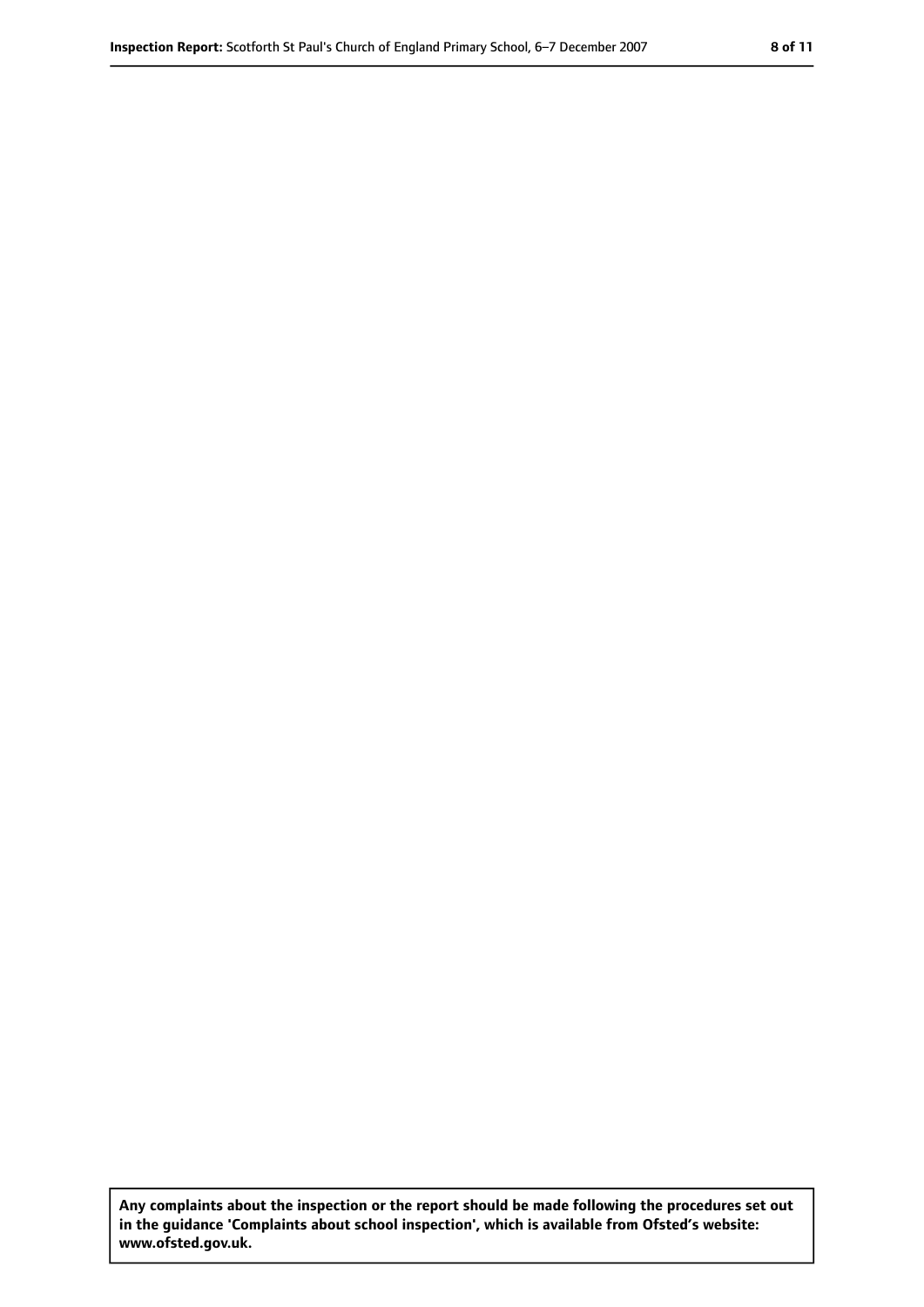**Any complaints about the inspection or the report should be made following the procedures set out in the guidance 'Complaints about school inspection', which is available from Ofsted's website: www.ofsted.gov.uk.**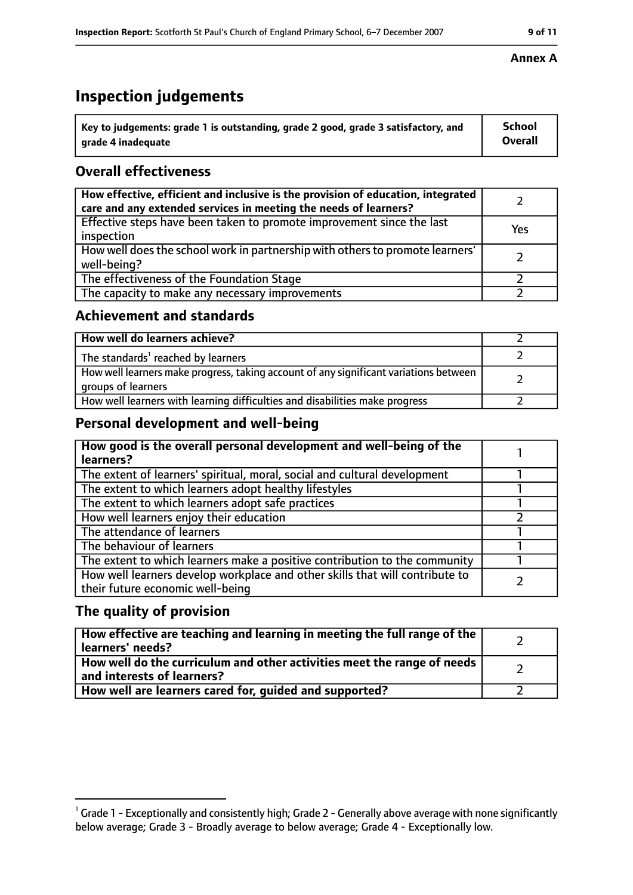**Annex A**

# Inspection judgements

| Key to judgements: grade 1 is outstanding, grade 2 good, grade 3 satisfactory, and grade 4 inadequate | School Overall |
|---|---|

## Overall effectiveness

| | |
|---|---|
| **How effective, efficient and inclusive is the provision of education, integrated care and any extended services in meeting the needs of learners?** | 2 |
| Effective steps have been taken to promote improvement since the last inspection | Yes |
| How well does the school work in partnership with others to promote learners' well-being? | 2 |
| The effectiveness of the Foundation Stage | 2 |
| The capacity to make any necessary improvements | 2 |

## Achievement and standards

| | |
|---|---|
| **How well do learners achieve?** | 2 |
| The standards[1] reached by learners | 2 |
| How well learners make progress, taking account of any significant variations between groups of learners | 2 |
| How well learners with learning difficulties and disabilities make progress | 2 |

## Personal development and well-being

| | |
|---|---|
| **How good is the overall personal development and well-being of the learners?** | 1 |
| The extent of learners' spiritual, moral, social and cultural development | 1 |
| The extent to which learners adopt healthy lifestyles | 1 |
| The extent to which learners adopt safe practices | 1 |
| How well learners enjoy their education | 2 |
| The attendance of learners | 1 |
| The behaviour of learners | 1 |
| The extent to which learners make a positive contribution to the community | 1 |
| How well learners develop workplace and other skills that will contribute to their future economic well-being | 2 |

## The quality of provision

| | |
|---|---|
| **How effective are teaching and learning in meeting the full range of the learners' needs?** | 2 |
| **How well do the curriculum and other activities meet the range of needs and interests of learners?** | 2 |
| **How well are learners cared for, guided and supported?** | 2 |

[1] Grade 1 - Exceptionally and consistently high; Grade 2 - Generally above average with none significantly below average; Grade 3 - Broadly average to below average; Grade 4 - Exceptionally low.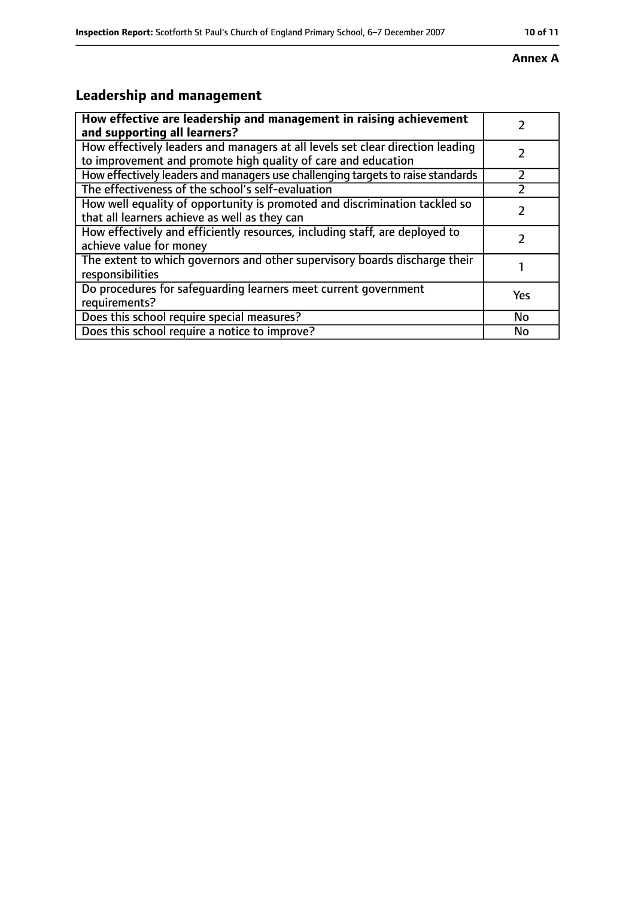**Annex A**

## Leadership and management

| How effective are leadership and management in raising achievement and supporting all learners? | 2 |
|---|---|
| How effectively leaders and managers at all levels set clear direction leading to improvement and promote high quality of care and education | 2 |
| How effectively leaders and managers use challenging targets to raise standards | 2 |
| The effectiveness of the school's self-evaluation | 2 |
| How well equality of opportunity is promoted and discrimination tackled so that all learners achieve as well as they can | 2 |
| How effectively and efficiently resources, including staff, are deployed to achieve value for money | 2 |
| The extent to which governors and other supervisory boards discharge their responsibilities | 1 |
| Do procedures for safeguarding learners meet current government requirements? | Yes |
| Does this school require special measures? | No |
| Does this school require a notice to improve? | No |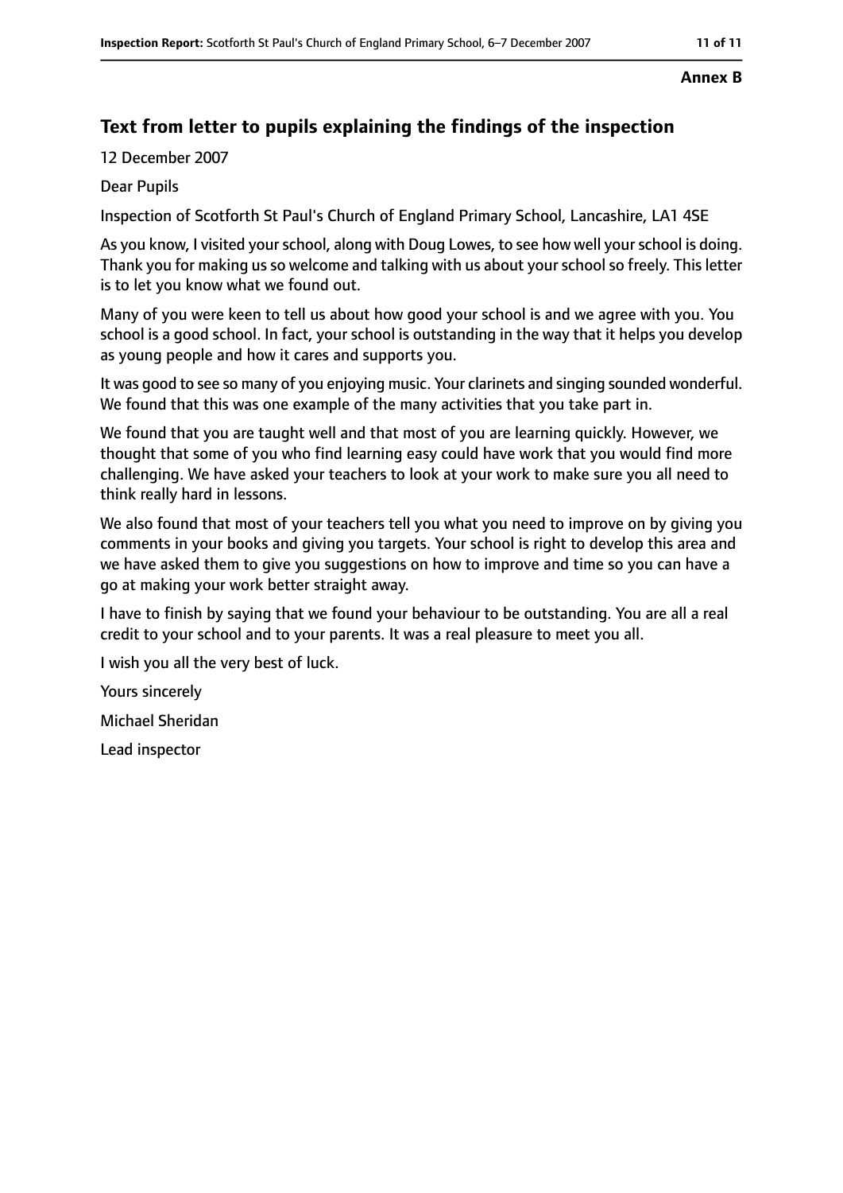**Annex B**

## Text from letter to pupils explaining the findings of the inspection

12 December 2007

Dear Pupils

Inspection of Scotforth St Paul's Church of England Primary School, Lancashire, LA1 4SE

As you know, I visited your school, along with Doug Lowes, to see how well your school is doing. Thank you for making us so welcome and talking with us about your school so freely. This letter is to let you know what we found out.

Many of you were keen to tell us about how good your school is and we agree with you. You school is a good school. In fact, your school is outstanding in the way that it helps you develop as young people and how it cares and supports you.

It was good to see so many of you enjoying music. Your clarinets and singing sounded wonderful. We found that this was one example of the many activities that you take part in.

We found that you are taught well and that most of you are learning quickly. However, we thought that some of you who find learning easy could have work that you would find more challenging. We have asked your teachers to look at your work to make sure you all need to think really hard in lessons.

We also found that most of your teachers tell you what you need to improve on by giving you comments in your books and giving you targets. Your school is right to develop this area and we have asked them to give you suggestions on how to improve and time so you can have a go at making your work better straight away.

I have to finish by saying that we found your behaviour to be outstanding. You are all a real credit to your school and to your parents. It was a real pleasure to meet you all.

I wish you all the very best of luck.

Yours sincerely

Michael Sheridan

Lead inspector